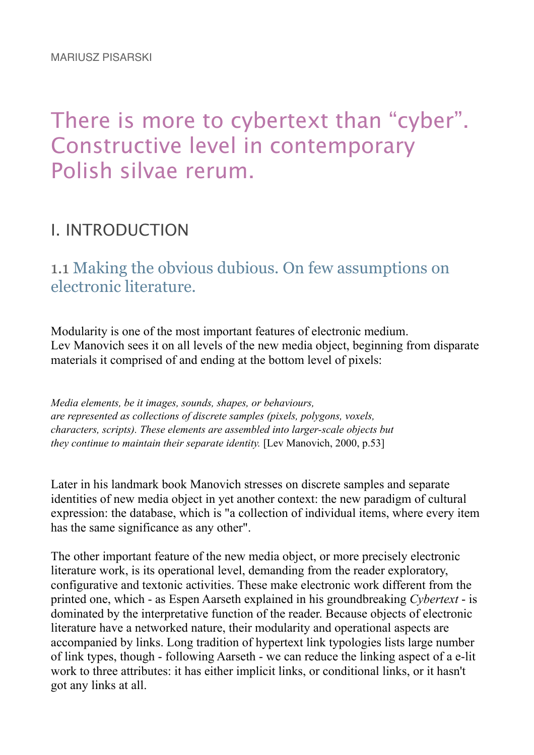MARIUSZ PISARSKI

# There is more to cybertext than “cyber”. Constructive level in contemporary Polish silvae rerum.

## I. INTRODUCTION

### 1.1 Making the obvious dubious. On few assumptions on electronic literature.

Modularity is one of the most important features of electronic medium. Lev Manovich sees it on all levels of the new media object, beginning from disparate materials it comprised of and ending at the bottom level of pixels:

*Media elements, be it images, sounds, shapes, or behaviours, are represented as collections of discrete samples (pixels, polygons, voxels, characters, scripts). These elements are assembled into larger-scale objects but they continue to maintain their separate identity.* [Lev Manovich, 2000, p.53]

Later in his landmark book Manovich stresses on discrete samples and separate identities of new media object in yet another context: the new paradigm of cultural expression: the database, which is "a collection of individual items, where every item has the same significance as any other".

The other important feature of the new media object, or more precisely electronic literature work, is its operational level, demanding from the reader exploratory, configurative and textonic activities. These make electronic work different from the printed one, which - as Espen Aarseth explained in his groundbreaking *Cybertext* - is dominated by the interpretative function of the reader. Because objects of electronic literature have a networked nature, their modularity and operational aspects are accompanied by links. Long tradition of hypertext link typologies lists large number of link types, though - following Aarseth - we can reduce the linking aspect of a e-lit work to three attributes: it has either implicit links, or conditional links, or it hasn't got any links at all.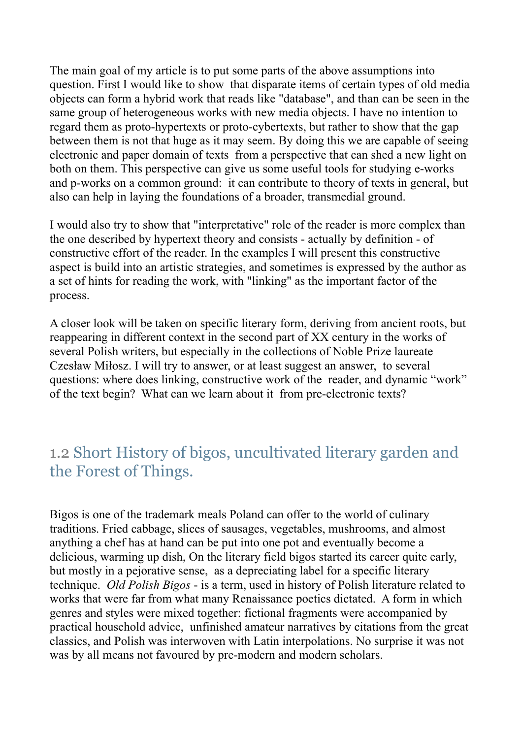The main goal of my article is to put some parts of the above assumptions into question. First I would like to show that disparate items of certain types of old media objects can form a hybrid work that reads like "database", and than can be seen in the same group of heterogeneous works with new media objects. I have no intention to regard them as proto-hypertexts or proto-cybertexts, but rather to show that the gap between them is not that huge as it may seem. By doing this we are capable of seeing electronic and paper domain of texts from a perspective that can shed a new light on both on them. This perspective can give us some useful tools for studying e-works and p-works on a common ground: it can contribute to theory of texts in general, but also can help in laying the foundations of a broader, transmedial ground.

I would also try to show that "interpretative" role of the reader is more complex than the one described by hypertext theory and consists - actually by definition - of constructive effort of the reader. In the examples I will present this constructive aspect is build into an artistic strategies, and sometimes is expressed by the author as a set of hints for reading the work, with "linking" as the important factor of the process.

A closer look will be taken on specific literary form, deriving from ancient roots, but reappearing in different context in the second part of XX century in the works of several Polish writers, but especially in the collections of Noble Prize laureate Czesław Miłosz. I will try to answer, or at least suggest an answer, to several questions: where does linking, constructive work of the reader, and dynamic “work” of the text begin? What can we learn about it from pre-electronic texts?

## 1.2 Short History of bigos, uncultivated literary garden and the Forest of Things.

Bigos is one of the trademark meals Poland can offer to the world of culinary traditions. Fried cabbage, slices of sausages, vegetables, mushrooms, and almost anything a chef has at hand can be put into one pot and eventually become a delicious, warming up dish, On the literary field bigos started its career quite early, but mostly in a pejorative sense, as a depreciating label for a specific literary technique. *Old Polish Bigos* - is a term, used in history of Polish literature related to works that were far from what many Renaissance poetics dictated. A form in which genres and styles were mixed together: fictional fragments were accompanied by practical household advice, unfinished amateur narratives by citations from the great classics, and Polish was interwoven with Latin interpolations. No surprise it was not was by all means not favoured by pre-modern and modern scholars.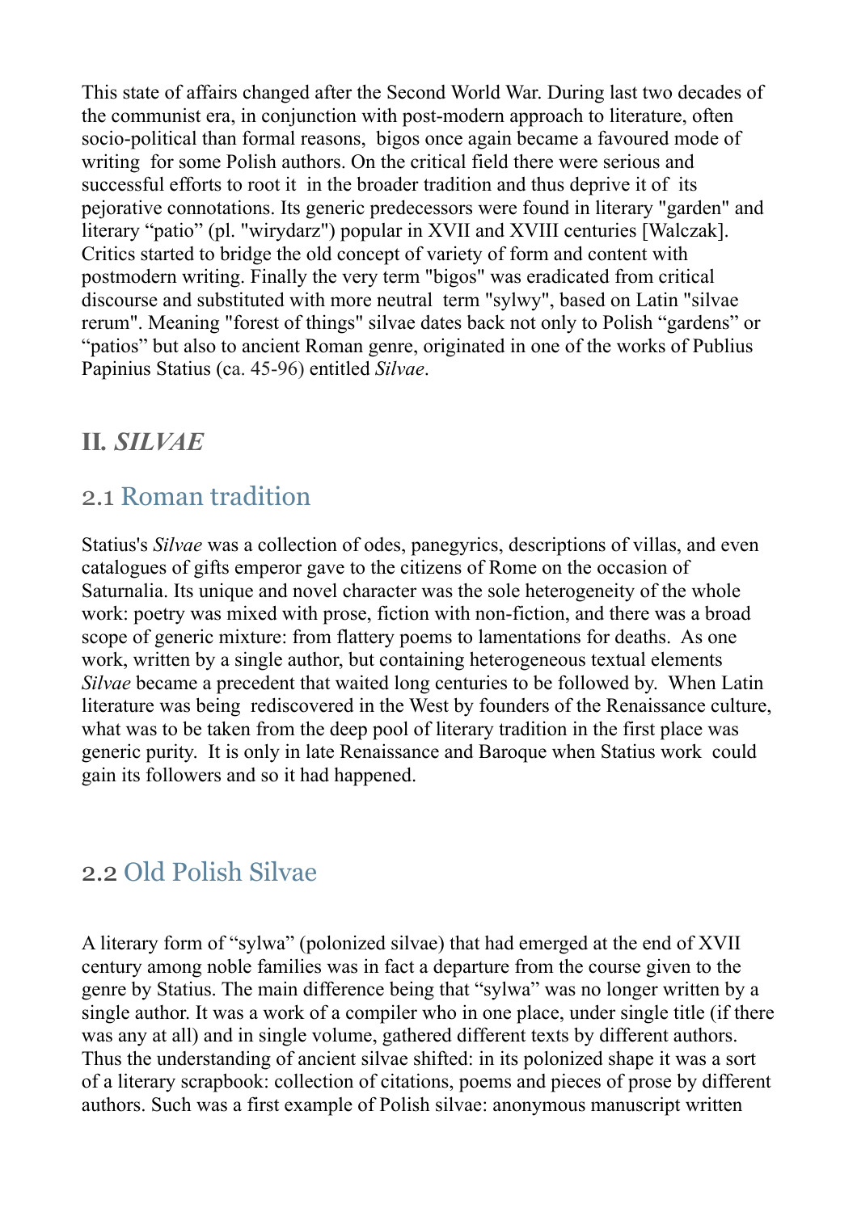This state of affairs changed after the Second World War. During last two decades of the communist era, in conjunction with post-modern approach to literature, often socio-political than formal reasons, bigos once again became a favoured mode of writing for some Polish authors. On the critical field there were serious and successful efforts to root it in the broader tradition and thus deprive it of its pejorative connotations. Its generic predecessors were found in literary "garden" and literary "patio" (pl. "wirydarz") popular in XVII and XVIII centuries [Walczak]. Critics started to bridge the old concept of variety of form and content with postmodern writing. Finally the very term "bigos" was eradicated from critical discourse and substituted with more neutral term "sylwy", based on Latin "silvae rerum". Meaning "forest of things" silvae dates back not only to Polish "gardens" or "patios" but also to ancient Roman genre, originated in one of the works of Publius Papinius Statius (ca. 45-96) entitled *Silvae*.

# II. *SILVAE*

## 2.1 Roman tradition

Statius's *Silvae* was a collection of odes, panegyrics, descriptions of villas, and even catalogues of gifts emperor gave to the citizens of Rome on the occasion of Saturnalia. Its unique and novel character was the sole heterogeneity of the whole work: poetry was mixed with prose, fiction with non-fiction, and there was a broad scope of generic mixture: from flattery poems to lamentations for deaths. As one work, written by a single author, but containing heterogeneous textual elements *Silvae* became a precedent that waited long centuries to be followed by. When Latin literature was being rediscovered in the West by founders of the Renaissance culture, what was to be taken from the deep pool of literary tradition in the first place was generic purity. It is only in late Renaissance and Baroque when Statius work could gain its followers and so it had happened.

## 2.2 Old Polish Silvae

A literary form of "sylwa" (polonized silvae) that had emerged at the end of XVII century among noble families was in fact a departure from the course given to the genre by Statius. The main difference being that "sylwa" was no longer written by a single author. It was a work of a compiler who in one place, under single title (if there was any at all) and in single volume, gathered different texts by different authors. Thus the understanding of ancient silvae shifted: in its polonized shape it was a sort of a literary scrapbook: collection of citations, poems and pieces of prose by different authors. Such was a first example of Polish silvae: anonymous manuscript written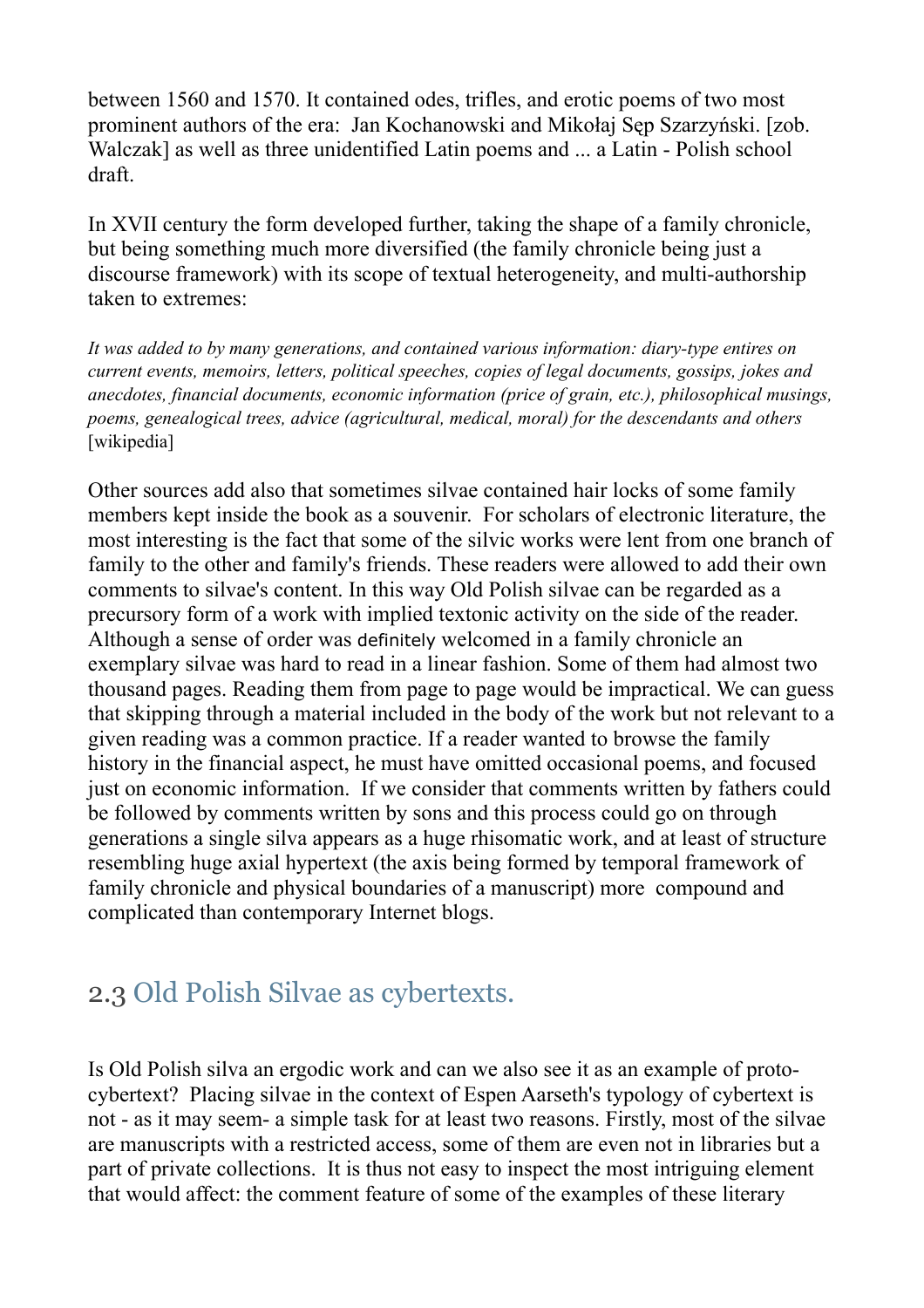between 1560 and 1570. It contained odes, trifles, and erotic poems of two most prominent authors of the era: Jan Kochanowski and Mikołaj Sęp Szarzyński. [zob. Walczak] as well as three unidentified Latin poems and ... a Latin - Polish school draft.

In XVII century the form developed further, taking the shape of a family chronicle, but being something much more diversified (the family chronicle being just a discourse framework) with its scope of textual heterogeneity, and multi-authorship taken to extremes:

*It was added to by many generations, and contained various information: diary-type entires on current events, memoirs, letters, political speeches, copies of legal documents, gossips, jokes and anecdotes, financial documents, economic information (price of grain, etc.), philosophical musings, poems, genealogical trees, advice (agricultural, medical, moral) for the descendants and others* [wikipedia]

Other sources add also that sometimes silvae contained hair locks of some family members kept inside the book as a souvenir. For scholars of electronic literature, the most interesting is the fact that some of the silvic works were lent from one branch of family to the other and family's friends. These readers were allowed to add their own comments to silvae's content. In this way Old Polish silvae can be regarded as a precursory form of a work with implied textonic activity on the side of the reader. Although a sense of order was definitely welcomed in a family chronicle an exemplary silvae was hard to read in a linear fashion. Some of them had almost two thousand pages. Reading them from page to page would be impractical. We can guess that skipping through a material included in the body of the work but not relevant to a given reading was a common practice. If a reader wanted to browse the family history in the financial aspect, he must have omitted occasional poems, and focused just on economic information. If we consider that comments written by fathers could be followed by comments written by sons and this process could go on through generations a single silva appears as a huge rhisomatic work, and at least of structure resembling huge axial hypertext (the axis being formed by temporal framework of family chronicle and physical boundaries of a manuscript) more compound and complicated than contemporary Internet blogs.

## 2.3 Old Polish Silvae as cybertexts.

Is Old Polish silva an ergodic work and can we also see it as an example of proto-cybertext? Placing silvae in the context of Espen Aarseth's typology of cybertext is not - as it may seem- a simple task for at least two reasons. Firstly, most of the silvae are manuscripts with a restricted access, some of them are even not in libraries but a part of private collections. It is thus not easy to inspect the most intriguing element that would affect: the comment feature of some of the examples of these literary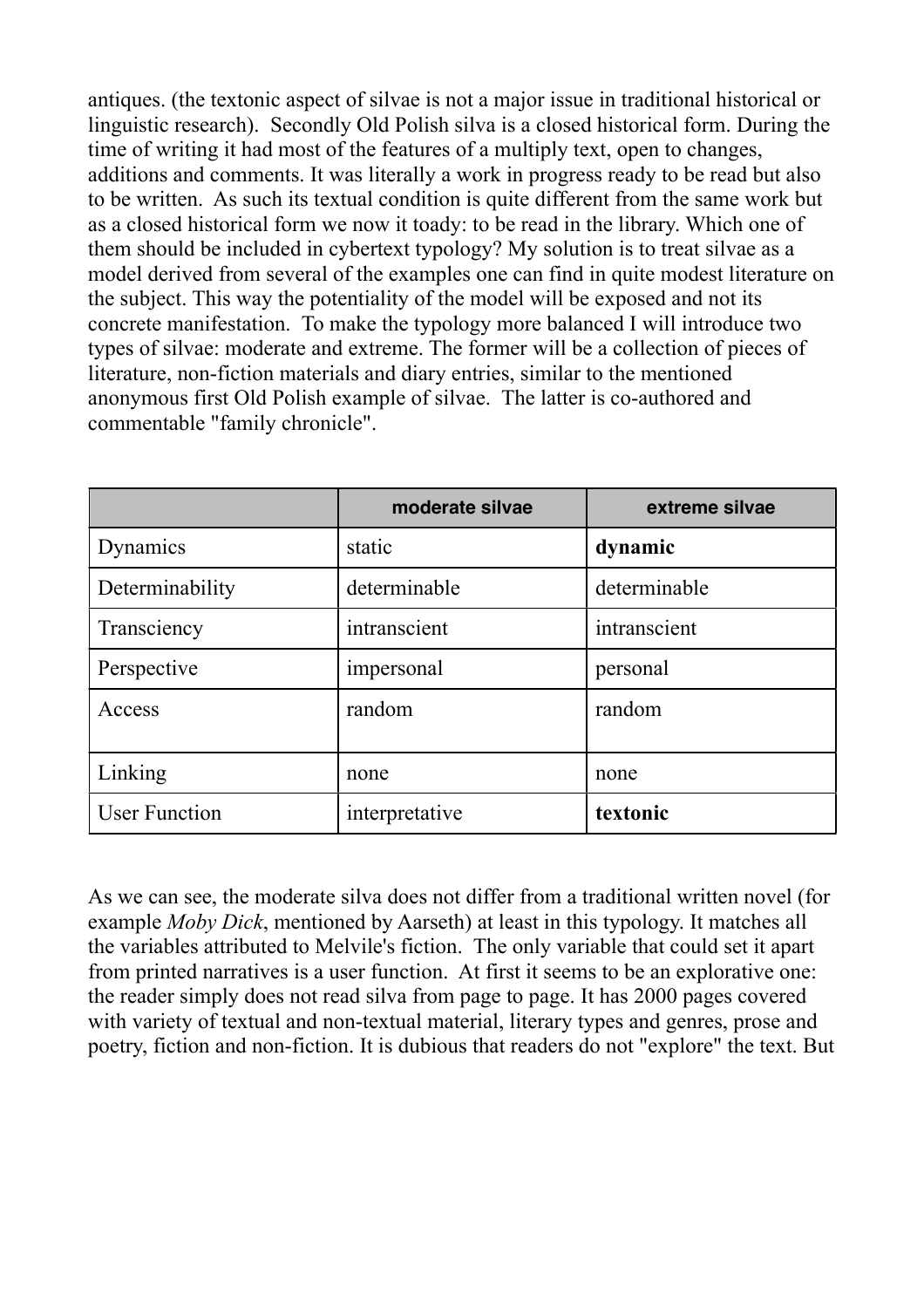antiques. (the textonic aspect of silvae is not a major issue in traditional historical or linguistic research). Secondly Old Polish silva is a closed historical form. During the time of writing it had most of the features of a multiply text, open to changes, additions and comments. It was literally a work in progress ready to be read but also to be written. As such its textual condition is quite different from the same work but as a closed historical form we now it toady: to be read in the library. Which one of them should be included in cybertext typology? My solution is to treat silvae as a model derived from several of the examples one can find in quite modest literature on the subject. This way the potentiality of the model will be exposed and not its concrete manifestation. To make the typology more balanced I will introduce two types of silvae: moderate and extreme. The former will be a collection of pieces of literature, non-fiction materials and diary entries, similar to the mentioned anonymous first Old Polish example of silvae. The latter is co-authored and commentable "family chronicle".

| | moderate silvae | extreme silvae |
|---|---|---|
| Dynamics | static | **dynamic** |
| Determinability | determinable | determinable |
| Transciency | intranscient | intranscient |
| Perspective | impersonal | personal |
| Access | random | random |
| Linking | none | none |
| User Function | interpretative | **textonic** |

As we can see, the moderate silva does not differ from a traditional written novel (for example *Moby Dick*, mentioned by Aarseth) at least in this typology. It matches all the variables attributed to Melvile's fiction. The only variable that could set it apart from printed narratives is a user function. At first it seems to be an explorative one: the reader simply does not read silva from page to page. It has 2000 pages covered with variety of textual and non-textual material, literary types and genres, prose and poetry, fiction and non-fiction. It is dubious that readers do not "explore" the text. But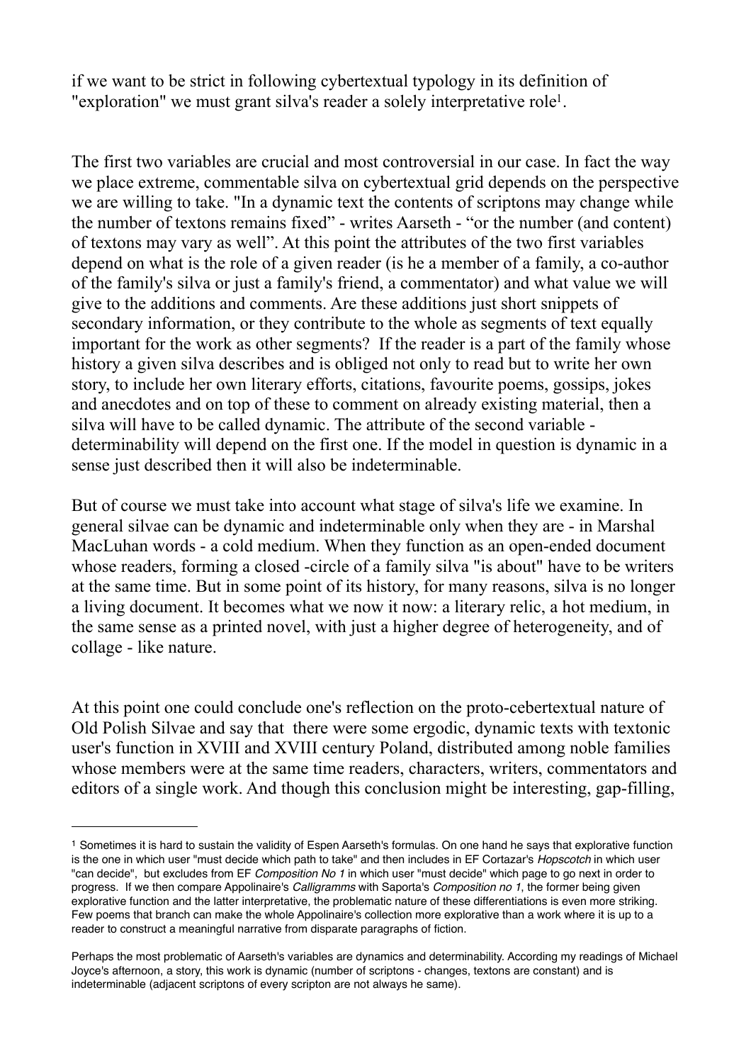if we want to be strict in following cybertextual typology in its definition of "exploration" we must grant silva's reader a solely interpretative role[1].

The first two variables are crucial and most controversial in our case. In fact the way we place extreme, commentable silva on cybertextual grid depends on the perspective we are willing to take. "In a dynamic text the contents of scriptons may change while the number of textons remains fixed" - writes Aarseth - "or the number (and content) of textons may vary as well". At this point the attributes of the two first variables depend on what is the role of a given reader (is he a member of a family, a co-author of the family's silva or just a family's friend, a commentator) and what value we will give to the additions and comments. Are these additions just short snippets of secondary information, or they contribute to the whole as segments of text equally important for the work as other segments? If the reader is a part of the family whose history a given silva describes and is obliged not only to read but to write her own story, to include her own literary efforts, citations, favourite poems, gossips, jokes and anecdotes and on top of these to comment on already existing material, then a silva will have to be called dynamic. The attribute of the second variable - determinability will depend on the first one. If the model in question is dynamic in a sense just described then it will also be indeterminable.

But of course we must take into account what stage of silva's life we examine. In general silvae can be dynamic and indeterminable only when they are - in Marshal MacLuhan words - a cold medium. When they function as an open-ended document whose readers, forming a closed -circle of a family silva "is about" have to be writers at the same time. But in some point of its history, for many reasons, silva is no longer a living document. It becomes what we now it now: a literary relic, a hot medium, in the same sense as a printed novel, with just a higher degree of heterogeneity, and of collage - like nature.

At this point one could conclude one's reflection on the proto-cebertextual nature of Old Polish Silvae and say that there were some ergodic, dynamic texts with textonic user's function in XVIII and XVIII century Poland, distributed among noble families whose members were at the same time readers, characters, writers, commentators and editors of a single work. And though this conclusion might be interesting, gap-filling,

---

[1] Sometimes it is hard to sustain the validity of Espen Aarseth's formulas. On one hand he says that explorative function is the one in which user "must decide which path to take" and then includes in EF Cortazar's *Hopscotch* in which user "can decide", but excludes from EF *Composition No 1* in which user "must decide" which page to go next in order to progress. If we then compare Appolinaire's *Calligramms* with Saporta's *Composition no 1*, the former being given explorative function and the latter interpretative, the problematic nature of these differentiations is even more striking. Few poems that branch can make the whole Appolinaire's collection more explorative than a work where it is up to a reader to construct a meaningful narrative from disparate paragraphs of fiction.

Perhaps the most problematic of Aarseth's variables are dynamics and determinability. According my readings of Michael Joyce's afternoon, a story, this work is dynamic (number of scriptons - changes, textons are constant) and is indeterminable (adjacent scriptons of every scripton are not always he same).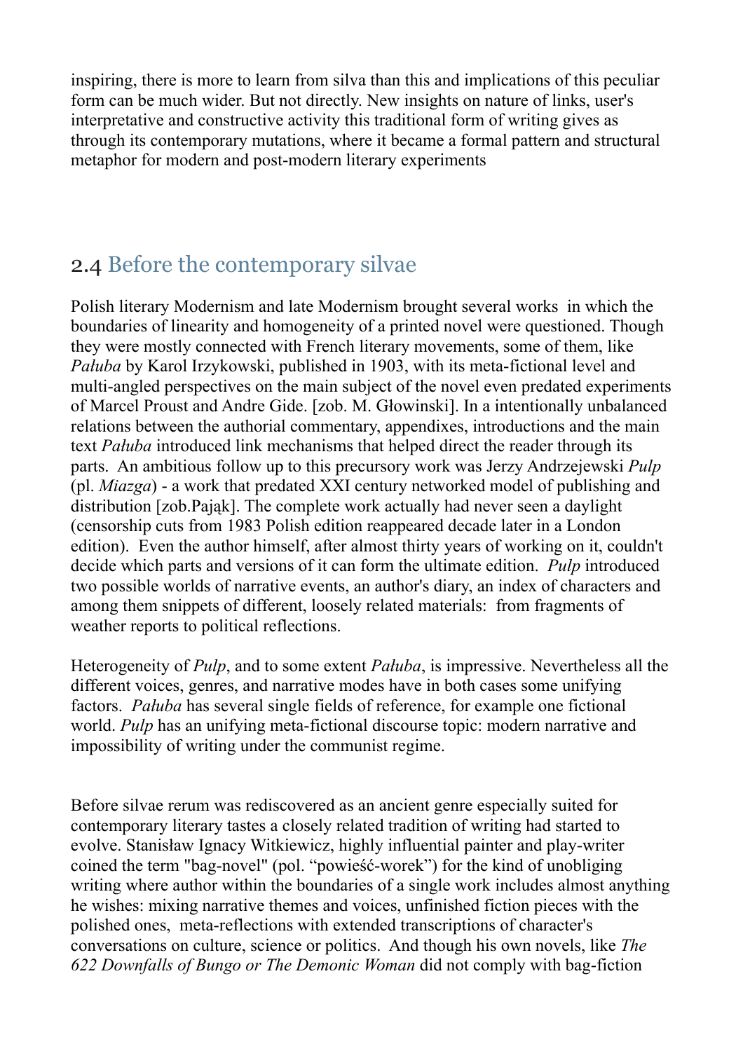inspiring, there is more to learn from silva than this and implications of this peculiar form can be much wider. But not directly. New insights on nature of links, user's interpretative and constructive activity this traditional form of writing gives as through its contemporary mutations, where it became a formal pattern and structural metaphor for modern and post-modern literary experiments

## 2.4 Before the contemporary silvae

Polish literary Modernism and late Modernism brought several works in which the boundaries of linearity and homogeneity of a printed novel were questioned. Though they were mostly connected with French literary movements, some of them, like *Pałuba* by Karol Irzykowski, published in 1903, with its meta-fictional level and multi-angled perspectives on the main subject of the novel even predated experiments of Marcel Proust and Andre Gide. [zob. M. Głowinski]. In a intentionally unbalanced relations between the authorial commentary, appendixes, introductions and the main text *Pałuba* introduced link mechanisms that helped direct the reader through its parts. An ambitious follow up to this precursory work was Jerzy Andrzejewski *Pulp* (pl. *Miazga*) - a work that predated XXI century networked model of publishing and distribution [zob.Pająk]. The complete work actually had never seen a daylight (censorship cuts from 1983 Polish edition reappeared decade later in a London edition). Even the author himself, after almost thirty years of working on it, couldn't decide which parts and versions of it can form the ultimate edition. *Pulp* introduced two possible worlds of narrative events, an author's diary, an index of characters and among them snippets of different, loosely related materials: from fragments of weather reports to political reflections.

Heterogeneity of *Pulp*, and to some extent *Pałuba*, is impressive. Nevertheless all the different voices, genres, and narrative modes have in both cases some unifying factors. *Pałuba* has several single fields of reference, for example one fictional world. *Pulp* has an unifying meta-fictional discourse topic: modern narrative and impossibility of writing under the communist regime.

Before silvae rerum was rediscovered as an ancient genre especially suited for contemporary literary tastes a closely related tradition of writing had started to evolve. Stanisław Ignacy Witkiewicz, highly influential painter and play-writer coined the term "bag-novel" (pol. “powieść-worek”) for the kind of unobliging writing where author within the boundaries of a single work includes almost anything he wishes: mixing narrative themes and voices, unfinished fiction pieces with the polished ones, meta-reflections with extended transcriptions of character's conversations on culture, science or politics. And though his own novels, like *The 622 Downfalls of Bungo or The Demonic Woman* did not comply with bag-fiction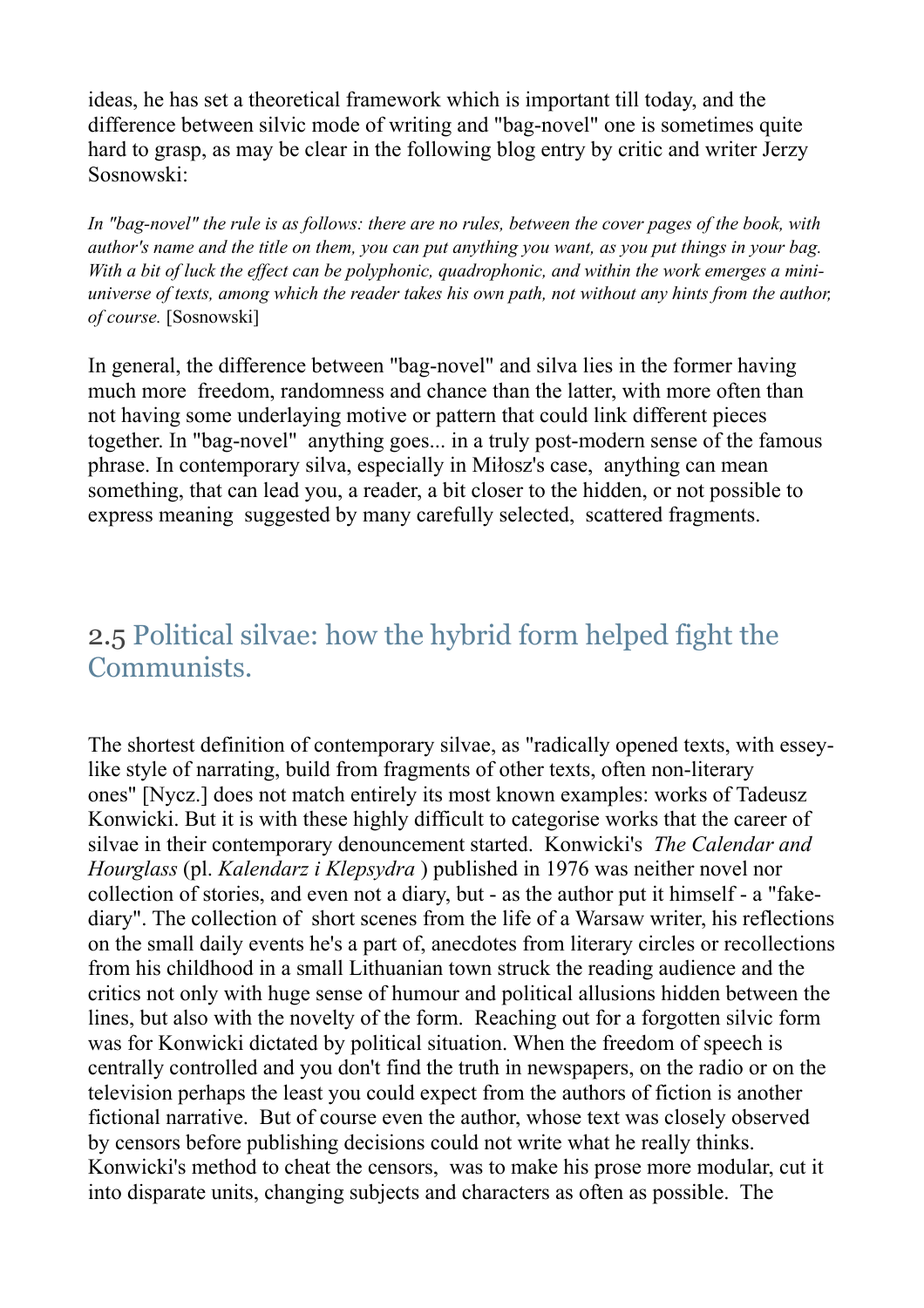ideas, he has set a theoretical framework which is important till today, and the difference between silvic mode of writing and "bag-novel" one is sometimes quite hard to grasp, as may be clear in the following blog entry by critic and writer Jerzy Sosnowski:

> *In "bag-novel" the rule is as follows: there are no rules, between the cover pages of the book, with author's name and the title on them, you can put anything you want, as you put things in your bag. With a bit of luck the effect can be polyphonic, quadrophonic, and within the work emerges a mini-universe of texts, among which the reader takes his own path, not without any hints from the author, of course.* [Sosnowski]

In general, the difference between "bag-novel" and silva lies in the former having much more freedom, randomness and chance than the latter, with more often than not having some underlaying motive or pattern that could link different pieces together. In "bag-novel" anything goes... in a truly post-modern sense of the famous phrase. In contemporary silva, especially in Miłosz's case, anything can mean something, that can lead you, a reader, a bit closer to the hidden, or not possible to express meaning suggested by many carefully selected, scattered fragments.

## 2.5 Political silvae: how the hybrid form helped fight the Communists.

The shortest definition of contemporary silvae, as "radically opened texts, with essey-like style of narrating, build from fragments of other texts, often non-literary ones" [Nycz.] does not match entirely its most known examples: works of Tadeusz Konwicki. But it is with these highly difficult to categorise works that the career of silvae in their contemporary denouncement started. Konwicki's *The Calendar and Hourglass* (pl. *Kalendarz i Klepsydra* ) published in 1976 was neither novel nor collection of stories, and even not a diary, but - as the author put it himself - a "fake-diary". The collection of short scenes from the life of a Warsaw writer, his reflections on the small daily events he's a part of, anecdotes from literary circles or recollections from his childhood in a small Lithuanian town struck the reading audience and the critics not only with huge sense of humour and political allusions hidden between the lines, but also with the novelty of the form. Reaching out for a forgotten silvic form was for Konwicki dictated by political situation. When the freedom of speech is centrally controlled and you don't find the truth in newspapers, on the radio or on the television perhaps the least you could expect from the authors of fiction is another fictional narrative. But of course even the author, whose text was closely observed by censors before publishing decisions could not write what he really thinks. Konwicki's method to cheat the censors, was to make his prose more modular, cut it into disparate units, changing subjects and characters as often as possible. The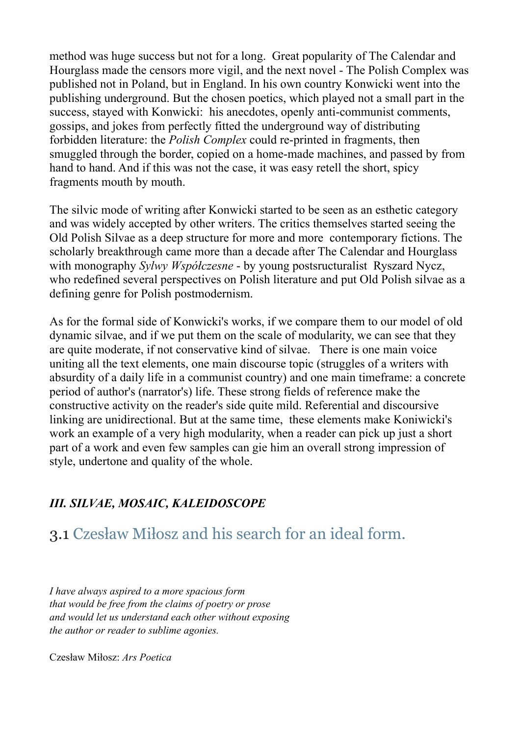method was huge success but not for a long.  Great popularity of The Calendar and Hourglass made the censors more vigil, and the next novel - The Polish Complex was published not in Poland, but in England. In his own country Konwicki went into the publishing underground. But the chosen poetics, which played not a small part in the success, stayed with Konwicki:  his anecdotes, openly anti-communist comments, gossips, and jokes from perfectly fitted the underground way of distributing forbidden literature: the *Polish Complex* could re-printed in fragments, then smuggled through the border, copied on a home-made machines, and passed by from hand to hand. And if this was not the case, it was easy retell the short, spicy fragments mouth by mouth.

The silvic mode of writing after Konwicki started to be seen as an esthetic category and was widely accepted by other writers. The critics themselves started seeing the Old Polish Silvae as a deep structure for more and more  contemporary fictions. The scholarly breakthrough came more than a decade after The Calendar and Hourglass with monography *Sylwy Współczesne* - by young postsructuralist  Ryszard Nycz, who redefined several perspectives on Polish literature and put Old Polish silvae as a defining genre for Polish postmodernism.

As for the formal side of Konwicki's works, if we compare them to our model of old dynamic silvae, and if we put them on the scale of modularity, we can see that they are quite moderate, if not conservative kind of silvae.   There is one main voice uniting all the text elements, one main discourse topic (struggles of a writers with absurdity of a daily life in a communist country) and one main timeframe: a concrete period of author's (narrator's) life. These strong fields of reference make the constructive activity on the reader's side quite mild. Referential and discoursive linking are unidirectional. But at the same time,  these elements make Koniwicki's work an example of a very high modularity, when a reader can pick up just a short part of a work and even few samples can gie him an overall strong impression of style, undertone and quality of the whole.

## *III. SILVAE, MOSAIC, KALEIDOSCOPE*

### 3.1 Czesław Miłosz and his search for an ideal form.

*I have always aspired to a more spacious form*
*that would be free from the claims of poetry or prose*
*and would let us understand each other without exposing*
*the author or reader to sublime agonies.*

Czesław Miłosz: *Ars Poetica*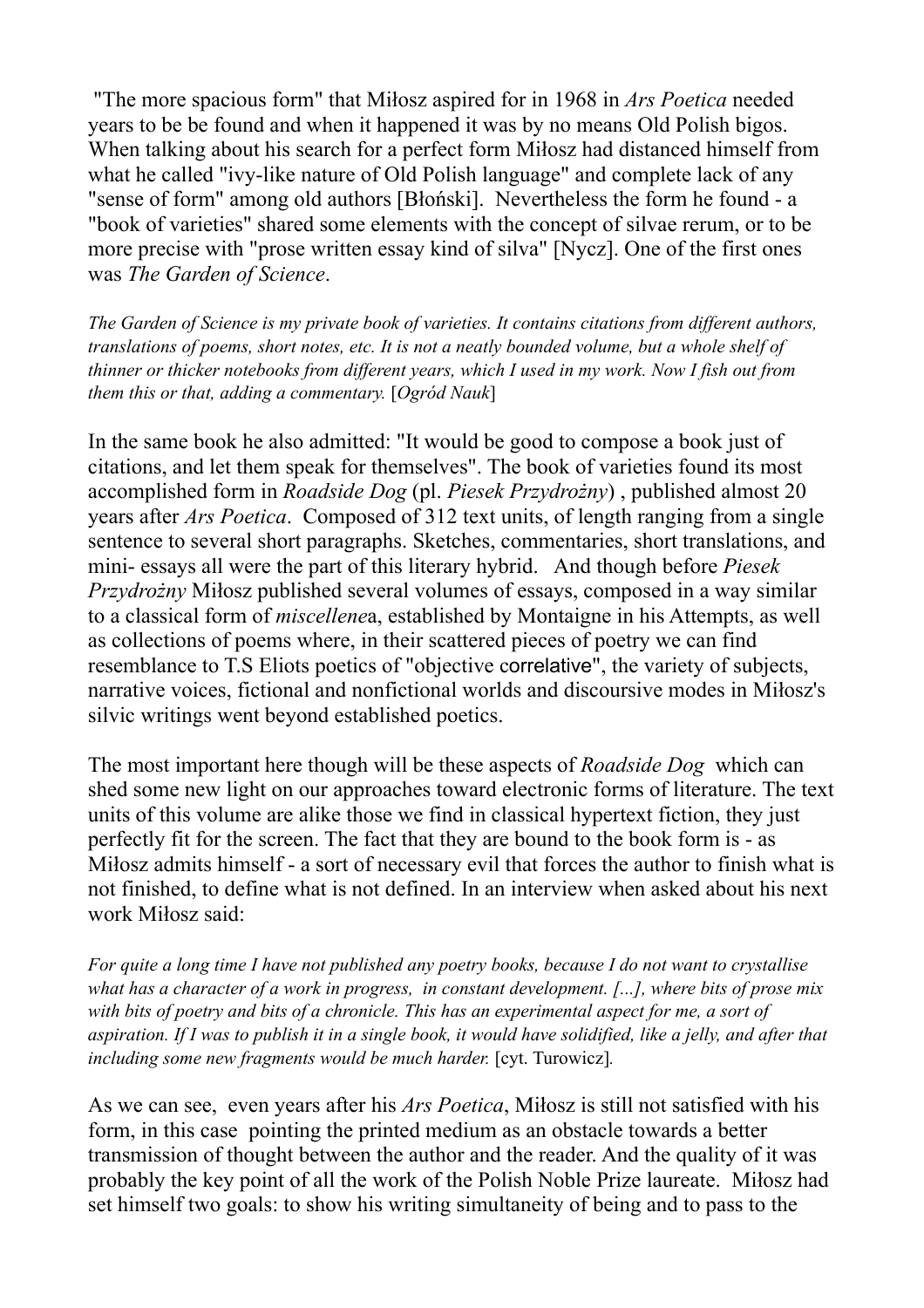"The more spacious form" that Miłosz aspired for in 1968 in *Ars Poetica* needed years to be be found and when it happened it was by no means Old Polish bigos. When talking about his search for a perfect form Miłosz had distanced himself from what he called "ivy-like nature of Old Polish language" and complete lack of any "sense of form" among old authors [Błoński]. Nevertheless the form he found - a "book of varieties" shared some elements with the concept of silvae rerum, or to be more precise with "prose written essay kind of silva" [Nycz]. One of the first ones was *The Garden of Science*.

*The Garden of Science is my private book of varieties. It contains citations from different authors, translations of poems, short notes, etc. It is not a neatly bounded volume, but a whole shelf of thinner or thicker notebooks from different years, which I used in my work. Now I fish out from them this or that, adding a commentary.* [*Ogród Nauk*]

In the same book he also admitted: "It would be good to compose a book just of citations, and let them speak for themselves". The book of varieties found its most accomplished form in *Roadside Dog* (pl. *Piesek Przydrożny*) , published almost 20 years after *Ars Poetica*. Composed of 312 text units, of length ranging from a single sentence to several short paragraphs. Sketches, commentaries, short translations, and mini- essays all were the part of this literary hybrid. And though before *Piesek Przydrożny* Miłosz published several volumes of essays, composed in a way similar to a classical form of *miscellene*a, established by Montaigne in his Attempts, as well as collections of poems where, in their scattered pieces of poetry we can find resemblance to T.S Eliots poetics of "objective correlative", the variety of subjects, narrative voices, fictional and nonfictional worlds and discoursive modes in Miłosz's silvic writings went beyond established poetics.

The most important here though will be these aspects of *Roadside Dog* which can shed some new light on our approaches toward electronic forms of literature. The text units of this volume are alike those we find in classical hypertext fiction, they just perfectly fit for the screen. The fact that they are bound to the book form is - as Miłosz admits himself - a sort of necessary evil that forces the author to finish what is not finished, to define what is not defined. In an interview when asked about his next work Miłosz said:

*For quite a long time I have not published any poetry books, because I do not want to crystallise what has a character of a work in progress, in constant development. [...], where bits of prose mix with bits of poetry and bits of a chronicle. This has an experimental aspect for me, a sort of aspiration. If I was to publish it in a single book, it would have solidified, like a jelly, and after that including some new fragments would be much harder.* [cyt. Turowicz].

As we can see, even years after his *Ars Poetica*, Miłosz is still not satisfied with his form, in this case pointing the printed medium as an obstacle towards a better transmission of thought between the author and the reader. And the quality of it was probably the key point of all the work of the Polish Noble Prize laureate. Miłosz had set himself two goals: to show his writing simultaneity of being and to pass to the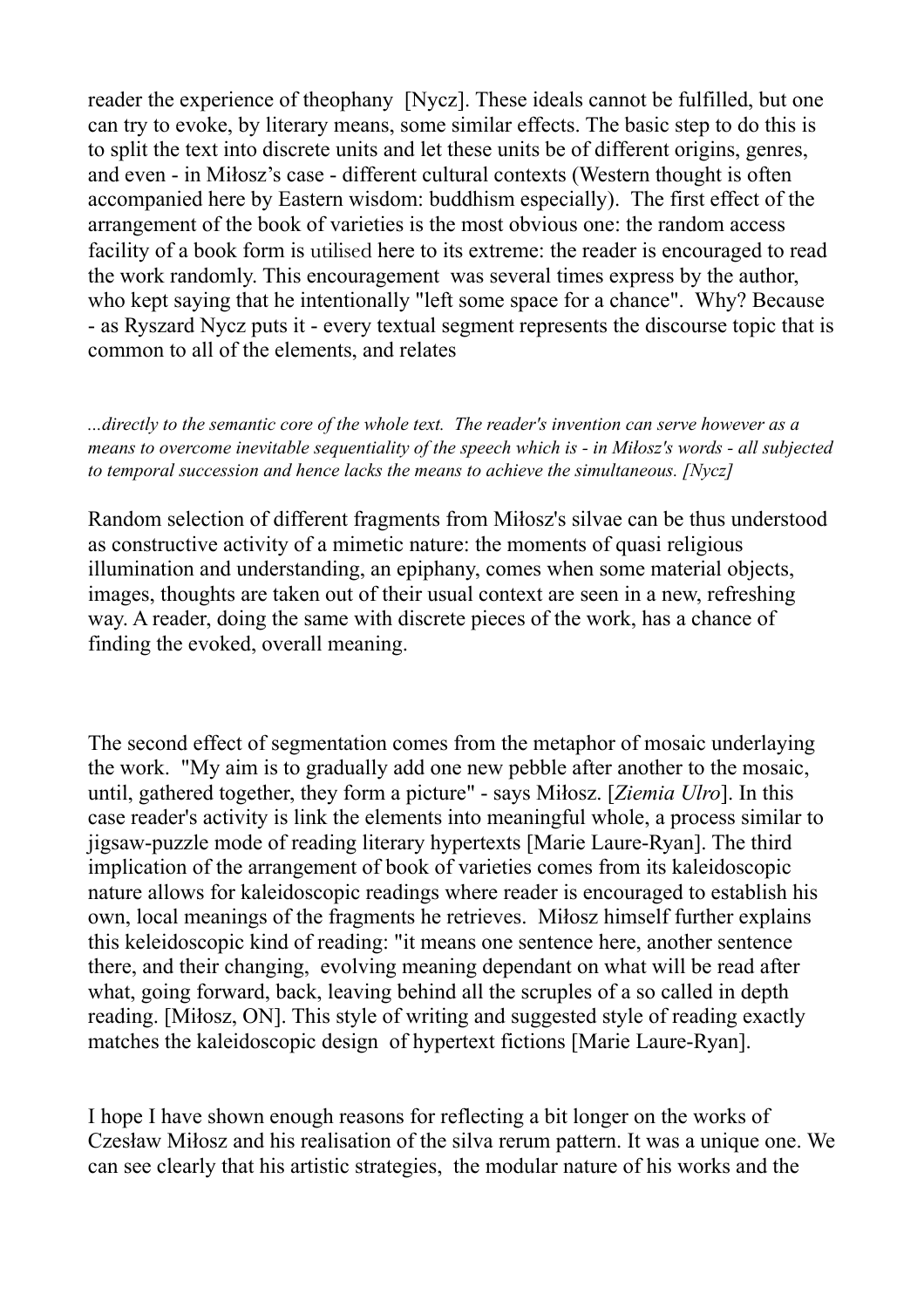reader the experience of theophany [Nycz]. These ideals cannot be fulfilled, but one can try to evoke, by literary means, some similar effects. The basic step to do this is to split the text into discrete units and let these units be of different origins, genres, and even - in Miłosz's case - different cultural contexts (Western thought is often accompanied here by Eastern wisdom: buddhism especially). The first effect of the arrangement of the book of varieties is the most obvious one: the random access facility of a book form is utilised here to its extreme: the reader is encouraged to read the work randomly. This encouragement was several times express by the author, who kept saying that he intentionally "left some space for a chance". Why? Because - as Ryszard Nycz puts it - every textual segment represents the discourse topic that is common to all of the elements, and relates

*...directly to the semantic core of the whole text. The reader's invention can serve however as a means to overcome inevitable sequentiality of the speech which is - in Miłosz's words - all subjected to temporal succession and hence lacks the means to achieve the simultaneous. [Nycz]*

Random selection of different fragments from Miłosz's silvae can be thus understood as constructive activity of a mimetic nature: the moments of quasi religious illumination and understanding, an epiphany, comes when some material objects, images, thoughts are taken out of their usual context are seen in a new, refreshing way. A reader, doing the same with discrete pieces of the work, has a chance of finding the evoked, overall meaning.

The second effect of segmentation comes from the metaphor of mosaic underlaying the work. "My aim is to gradually add one new pebble after another to the mosaic, until, gathered together, they form a picture" - says Miłosz. [*Ziemia Ulro*]. In this case reader's activity is link the elements into meaningful whole, a process similar to jigsaw-puzzle mode of reading literary hypertexts [Marie Laure-Ryan]. The third implication of the arrangement of book of varieties comes from its kaleidoscopic nature allows for kaleidoscopic readings where reader is encouraged to establish his own, local meanings of the fragments he retrieves. Miłosz himself further explains this keleidoscopic kind of reading: "it means one sentence here, another sentence there, and their changing, evolving meaning dependant on what will be read after what, going forward, back, leaving behind all the scruples of a so called in depth reading. [Miłosz, ON]. This style of writing and suggested style of reading exactly matches the kaleidoscopic design of hypertext fictions [Marie Laure-Ryan].

I hope I have shown enough reasons for reflecting a bit longer on the works of Czesław Miłosz and his realisation of the silva rerum pattern. It was a unique one. We can see clearly that his artistic strategies, the modular nature of his works and the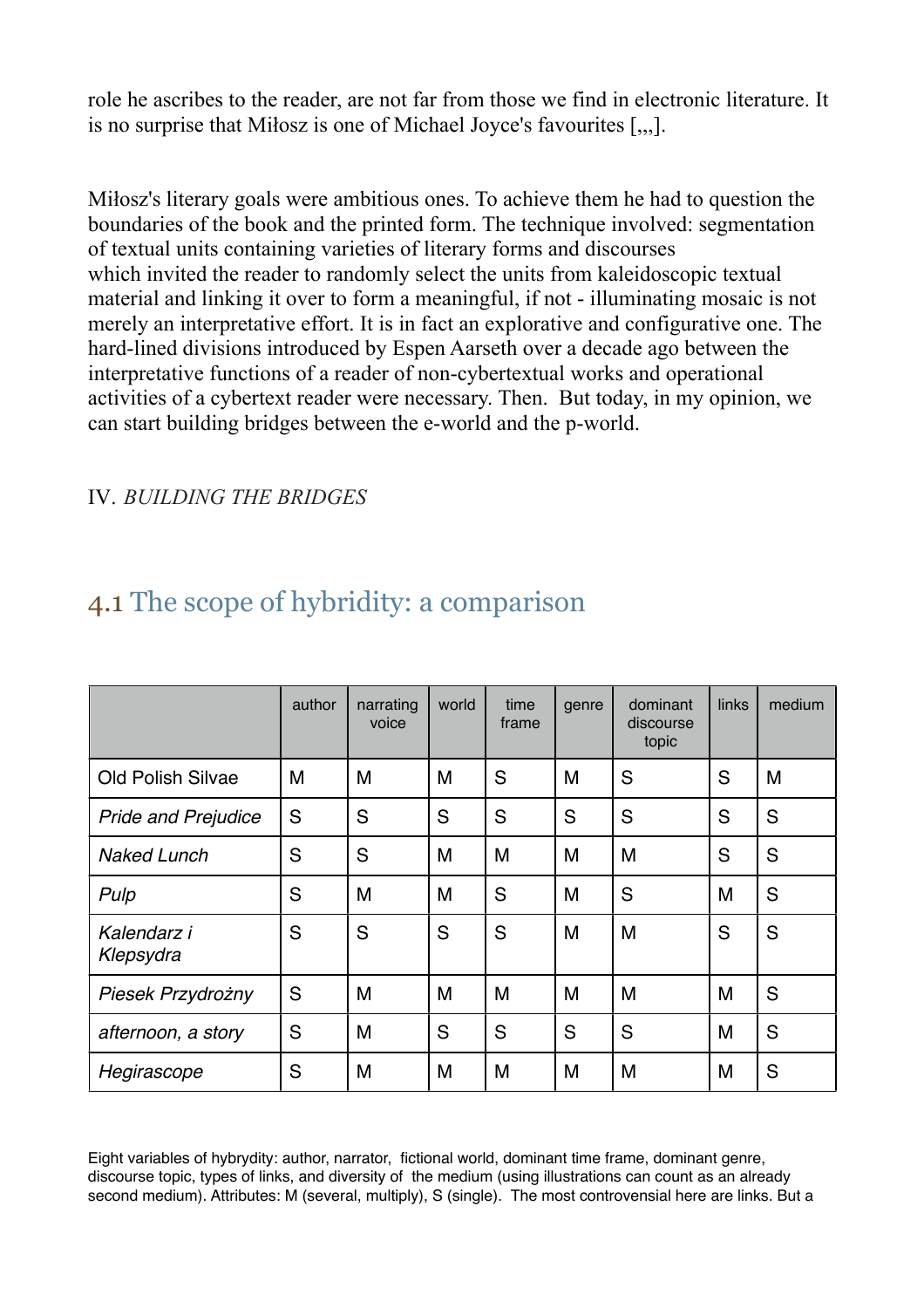role he ascribes to the reader, are not far from those we find in electronic literature. It is no surprise that Miłosz is one of Michael Joyce's favourites [,,,].

Miłosz's literary goals were ambitious ones. To achieve them he had to question the boundaries of the book and the printed form. The technique involved: segmentation of textual units containing varieties of literary forms and discourses which invited the reader to randomly select the units from kaleidoscopic textual material and linking it over to form a meaningful, if not - illuminating mosaic is not merely an interpretative effort. It is in fact an explorative and configurative one. The hard-lined divisions introduced by Espen Aarseth over a decade ago between the interpretative functions of a reader of non-cybertextual works and operational activities of a cybertext reader were necessary. Then. But today, in my opinion, we can start building bridges between the e-world and the p-world.

## IV. *BUILDING THE BRIDGES*

### 4.1 The scope of hybridity: a comparison

| | author | narrating voice | world | time frame | genre | dominant discourse topic | links | medium |
|---|---|---|---|---|---|---|---|---|
| Old Polish Silvae | M | M | M | S | M | S | S | M |
| *Pride and Prejudice* | S | S | S | S | S | S | S | S |
| *Naked Lunch* | S | S | M | M | M | M | S | S |
| *Pulp* | S | M | M | S | M | S | M | S |
| *Kalendarz i Klepsydra* | S | S | S | S | M | M | S | S |
| *Piesek Przydrożny* | S | M | M | M | M | M | M | S |
| *afternoon, a story* | S | M | S | S | S | S | M | S |
| *Hegirascope* | S | M | M | M | M | M | M | S |

Eight variables of hybrydity: author, narrator, fictional world, dominant time frame, dominant genre, discourse topic, types of links, and diversity of the medium (using illustrations can count as an already second medium). Attributes: M (several, multiply), S (single). The most controvensial here are links. But a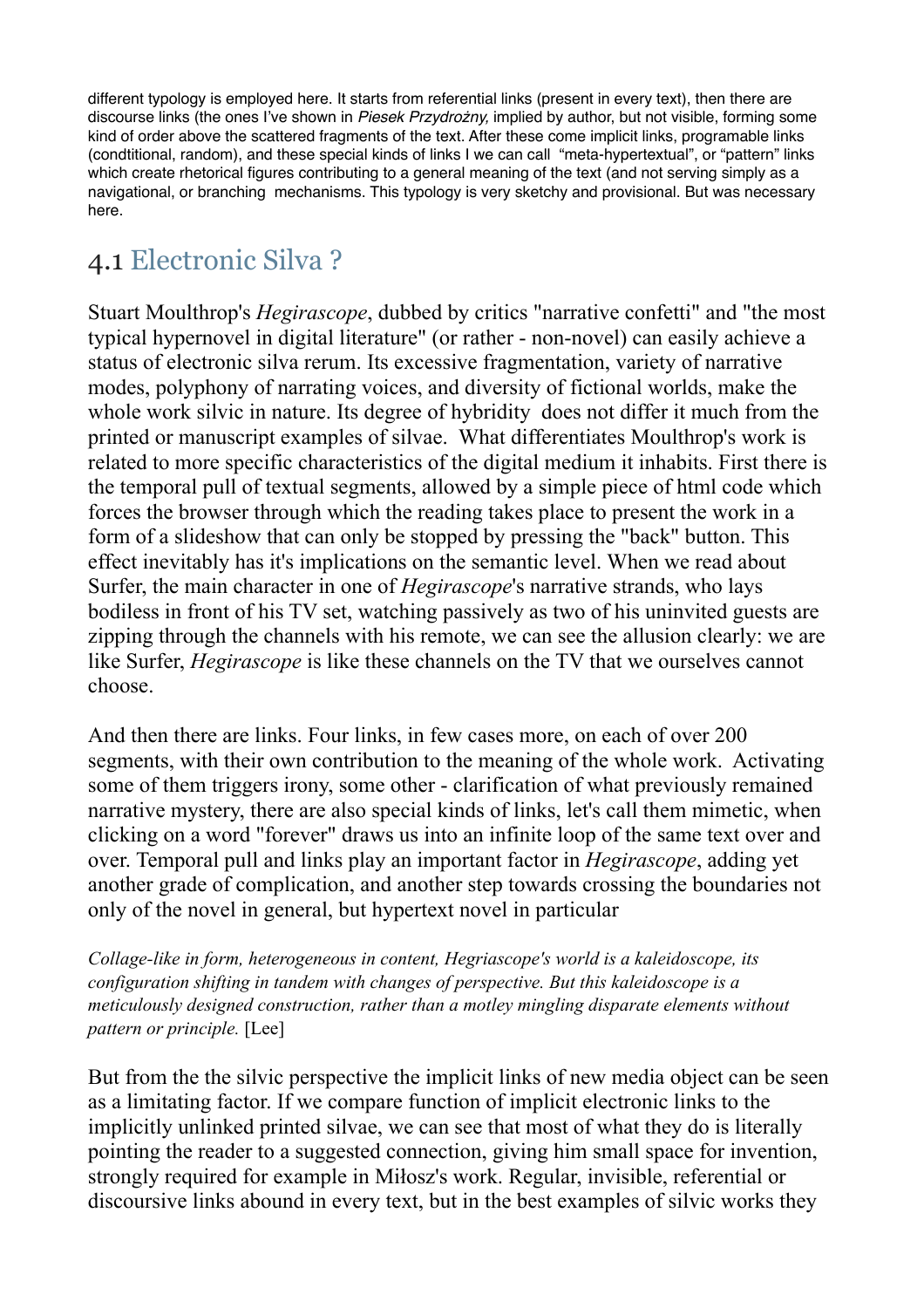different typology is employed here. It starts from referential links (present in every text), then there are discourse links (the ones I've shown in *Piesek Przydrożny,* implied by author, but not visible, forming some kind of order above the scattered fragments of the text. After these come implicit links, programable links (condtitional, random), and these special kinds of links I we can call "meta-hypertextual", or "pattern" links which create rhetorical figures contributing to a general meaning of the text (and not serving simply as a navigational, or branching mechanisms. This typology is very sketchy and provisional. But was necessary here.

## 4.1 Electronic Silva ?

Stuart Moulthrop's *Hegirascope*, dubbed by critics "narrative confetti" and "the most typical hypernovel in digital literature" (or rather - non-novel) can easily achieve a status of electronic silva rerum. Its excessive fragmentation, variety of narrative modes, polyphony of narrating voices, and diversity of fictional worlds, make the whole work silvic in nature. Its degree of hybridity does not differ it much from the printed or manuscript examples of silvae. What differentiates Moulthrop's work is related to more specific characteristics of the digital medium it inhabits. First there is the temporal pull of textual segments, allowed by a simple piece of html code which forces the browser through which the reading takes place to present the work in a form of a slideshow that can only be stopped by pressing the "back" button. This effect inevitably has it's implications on the semantic level. When we read about Surfer, the main character in one of *Hegirascope*'s narrative strands, who lays bodiless in front of his TV set, watching passively as two of his uninvited guests are zipping through the channels with his remote, we can see the allusion clearly: we are like Surfer, *Hegirascope* is like these channels on the TV that we ourselves cannot choose.

And then there are links. Four links, in few cases more, on each of over 200 segments, with their own contribution to the meaning of the whole work. Activating some of them triggers irony, some other - clarification of what previously remained narrative mystery, there are also special kinds of links, let's call them mimetic, when clicking on a word "forever" draws us into an infinite loop of the same text over and over. Temporal pull and links play an important factor in *Hegirascope*, adding yet another grade of complication, and another step towards crossing the boundaries not only of the novel in general, but hypertext novel in particular

*Collage-like in form, heterogeneous in content, Hegriascope's world is a kaleidoscope, its configuration shifting in tandem with changes of perspective. But this kaleidoscope is a meticulously designed construction, rather than a motley mingling disparate elements without pattern or principle.* [Lee]

But from the the silvic perspective the implicit links of new media object can be seen as a limitating factor. If we compare function of implicit electronic links to the implicitly unlinked printed silvae, we can see that most of what they do is literally pointing the reader to a suggested connection, giving him small space for invention, strongly required for example in Miłosz's work. Regular, invisible, referential or discoursive links abound in every text, but in the best examples of silvic works they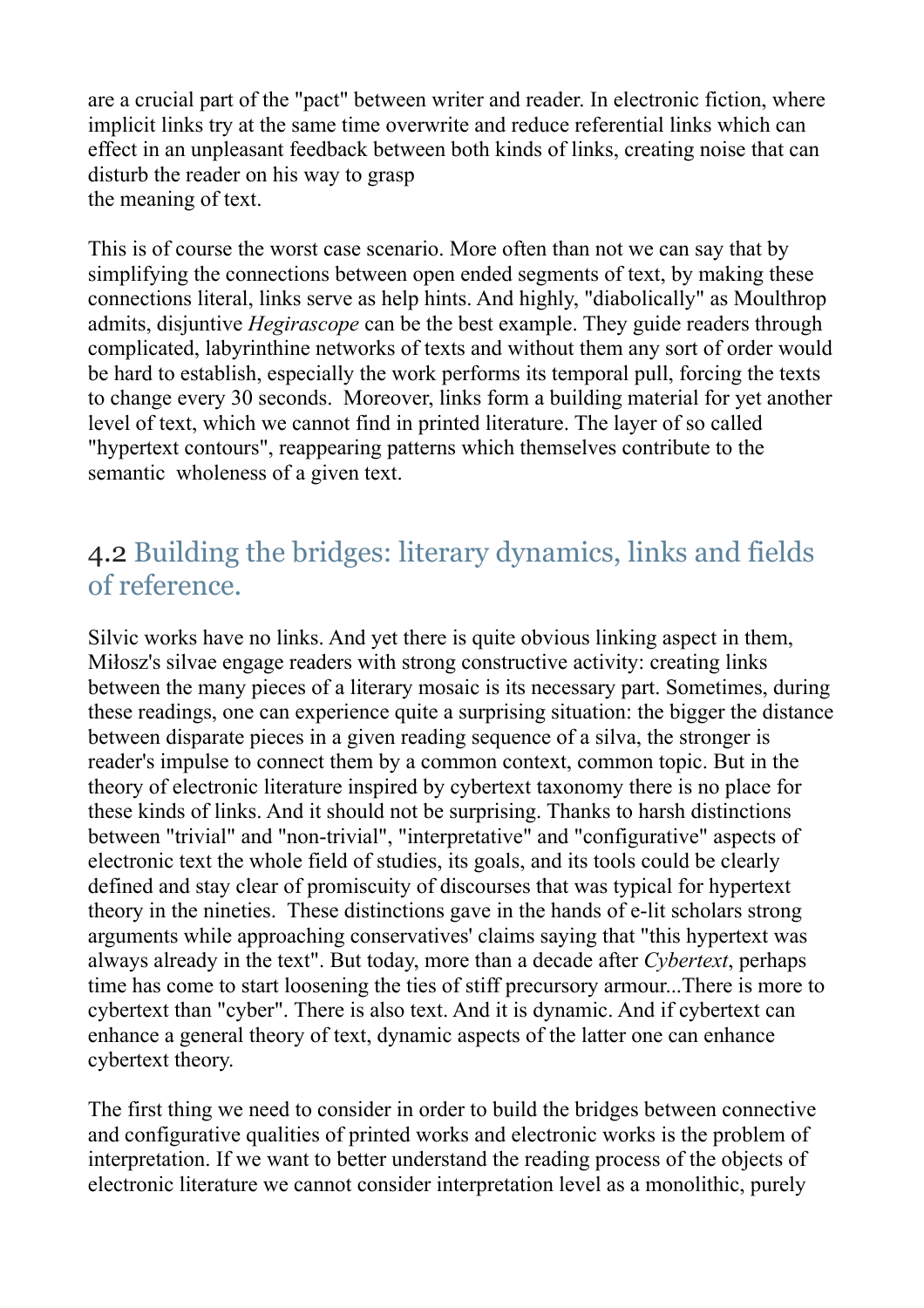are a crucial part of the "pact" between writer and reader. In electronic fiction, where implicit links try at the same time overwrite and reduce referential links which can effect in an unpleasant feedback between both kinds of links, creating noise that can disturb the reader on his way to grasp
the meaning of text.

This is of course the worst case scenario. More often than not we can say that by simplifying the connections between open ended segments of text, by making these connections literal, links serve as help hints. And highly, "diabolically" as Moulthrop admits, disjuntive *Hegirascope* can be the best example. They guide readers through complicated, labyrinthine networks of texts and without them any sort of order would be hard to establish, especially the work performs its temporal pull, forcing the texts to change every 30 seconds. Moreover, links form a building material for yet another level of text, which we cannot find in printed literature. The layer of so called "hypertext contours", reappearing patterns which themselves contribute to the semantic wholeness of a given text.

## 4.2 Building the bridges: literary dynamics, links and fields of reference.

Silvic works have no links. And yet there is quite obvious linking aspect in them, Miłosz's silvae engage readers with strong constructive activity: creating links between the many pieces of a literary mosaic is its necessary part. Sometimes, during these readings, one can experience quite a surprising situation: the bigger the distance between disparate pieces in a given reading sequence of a silva, the stronger is reader's impulse to connect them by a common context, common topic. But in the theory of electronic literature inspired by cybertext taxonomy there is no place for these kinds of links. And it should not be surprising. Thanks to harsh distinctions between "trivial" and "non-trivial", "interpretative" and "configurative" aspects of electronic text the whole field of studies, its goals, and its tools could be clearly defined and stay clear of promiscuity of discourses that was typical for hypertext theory in the nineties. These distinctions gave in the hands of e-lit scholars strong arguments while approaching conservatives' claims saying that "this hypertext was always already in the text". But today, more than a decade after *Cybertext*, perhaps time has come to start loosening the ties of stiff precursory armour...There is more to cybertext than "cyber". There is also text. And it is dynamic. And if cybertext can enhance a general theory of text, dynamic aspects of the latter one can enhance cybertext theory.

The first thing we need to consider in order to build the bridges between connective and configurative qualities of printed works and electronic works is the problem of interpretation. If we want to better understand the reading process of the objects of electronic literature we cannot consider interpretation level as a monolithic, purely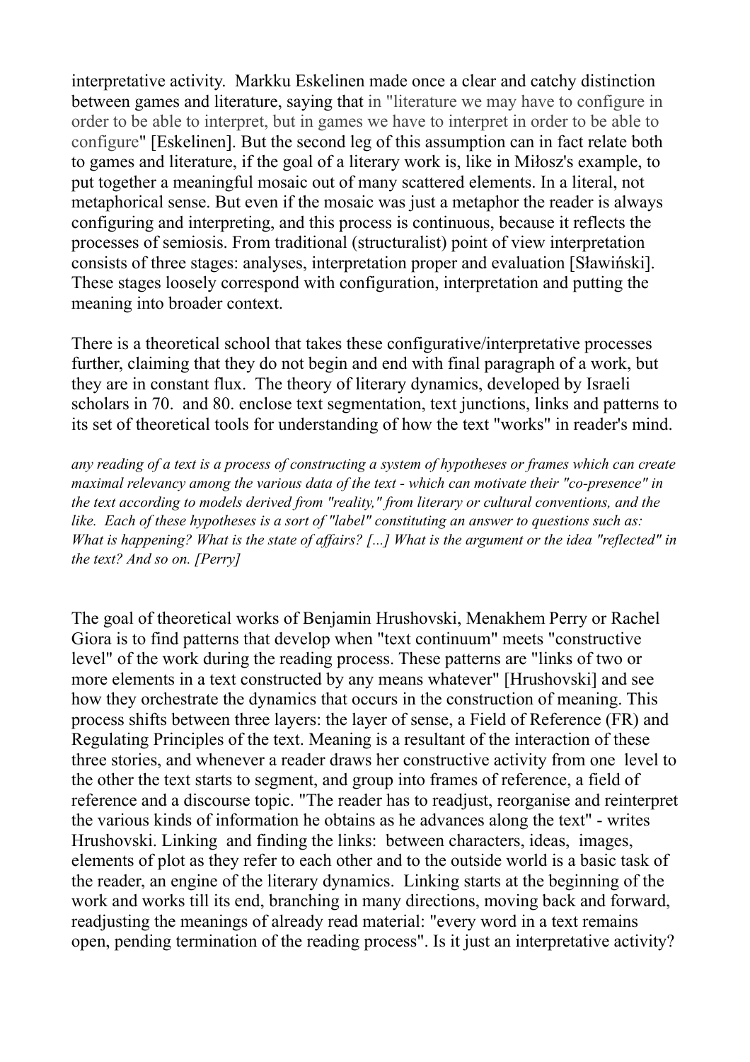interpretative activity. Markku Eskelinen made once a clear and catchy distinction between games and literature, saying that in "literature we may have to configure in order to be able to interpret, but in games we have to interpret in order to be able to configure" [Eskelinen]. But the second leg of this assumption can in fact relate both to games and literature, if the goal of a literary work is, like in Miłosz's example, to put together a meaningful mosaic out of many scattered elements. In a literal, not metaphorical sense. But even if the mosaic was just a metaphor the reader is always configuring and interpreting, and this process is continuous, because it reflects the processes of semiosis. From traditional (structuralist) point of view interpretation consists of three stages: analyses, interpretation proper and evaluation [Sławiński]. These stages loosely correspond with configuration, interpretation and putting the meaning into broader context.

There is a theoretical school that takes these configurative/interpretative processes further, claiming that they do not begin and end with final paragraph of a work, but they are in constant flux. The theory of literary dynamics, developed by Israeli scholars in 70. and 80. enclose text segmentation, text junctions, links and patterns to its set of theoretical tools for understanding of how the text "works" in reader's mind.

*any reading of a text is a process of constructing a system of hypotheses or frames which can create maximal relevancy among the various data of the text - which can motivate their "co-presence" in the text according to models derived from "reality," from literary or cultural conventions, and the like. Each of these hypotheses is a sort of "label" constituting an answer to questions such as: What is happening? What is the state of affairs? [...] What is the argument or the idea "reflected" in the text? And so on. [Perry]*

The goal of theoretical works of Benjamin Hrushovski, Menakhem Perry or Rachel Giora is to find patterns that develop when "text continuum" meets "constructive level" of the work during the reading process. These patterns are "links of two or more elements in a text constructed by any means whatever" [Hrushovski] and see how they orchestrate the dynamics that occurs in the construction of meaning. This process shifts between three layers: the layer of sense, a Field of Reference (FR) and Regulating Principles of the text. Meaning is a resultant of the interaction of these three stories, and whenever a reader draws her constructive activity from one level to the other the text starts to segment, and group into frames of reference, a field of reference and a discourse topic. "The reader has to readjust, reorganise and reinterpret the various kinds of information he obtains as he advances along the text" - writes Hrushovski. Linking and finding the links: between characters, ideas, images, elements of plot as they refer to each other and to the outside world is a basic task of the reader, an engine of the literary dynamics. Linking starts at the beginning of the work and works till its end, branching in many directions, moving back and forward, readjusting the meanings of already read material: "every word in a text remains open, pending termination of the reading process". Is it just an interpretative activity?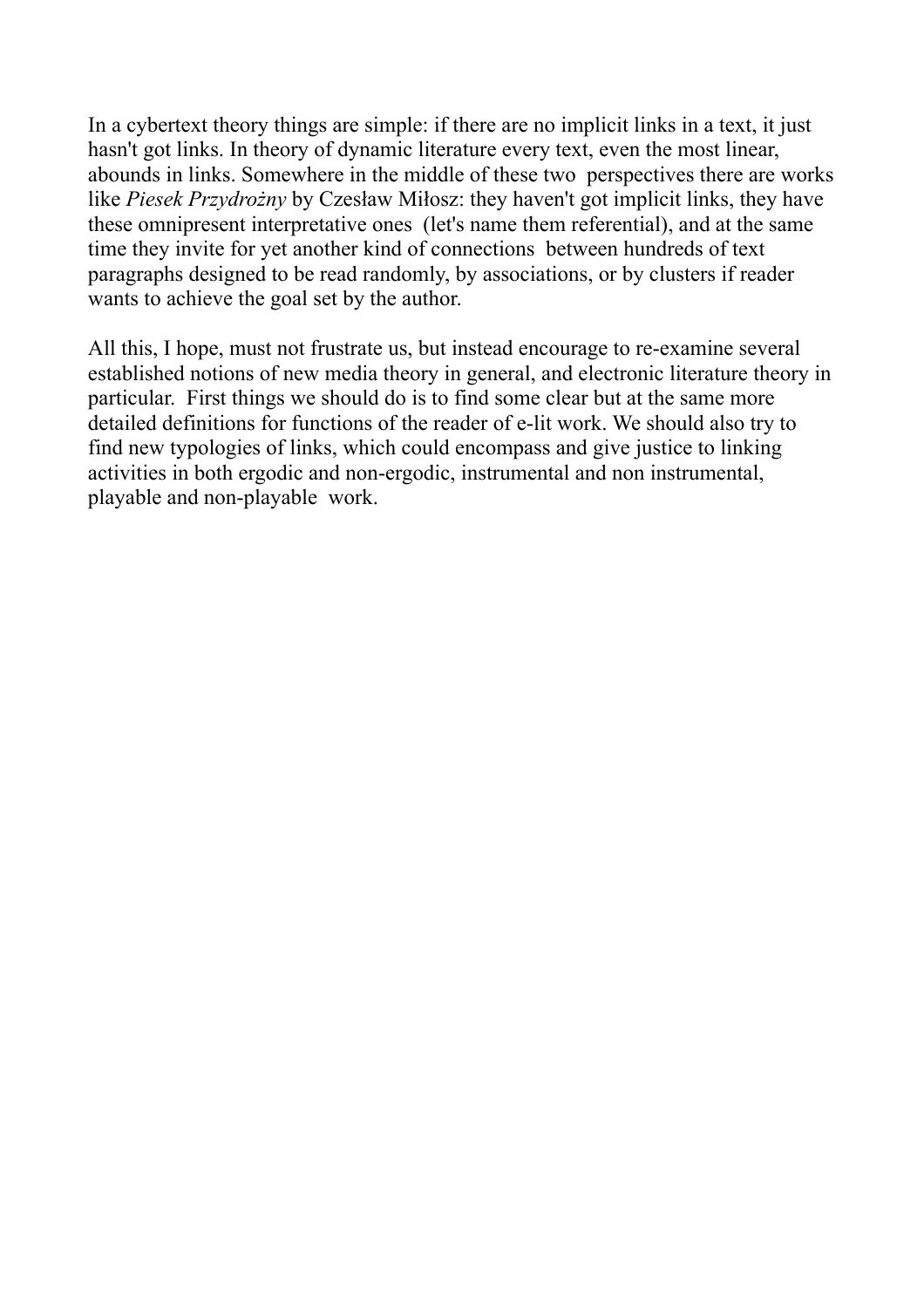In a cybertext theory things are simple: if there are no implicit links in a text, it just hasn't got links. In theory of dynamic literature every text, even the most linear, abounds in links. Somewhere in the middle of these two perspectives there are works like *Piesek Przydrożny* by Czesław Miłosz: they haven't got implicit links, they have these omnipresent interpretative ones (let's name them referential), and at the same time they invite for yet another kind of connections between hundreds of text paragraphs designed to be read randomly, by associations, or by clusters if reader wants to achieve the goal set by the author.

All this, I hope, must not frustrate us, but instead encourage to re-examine several established notions of new media theory in general, and electronic literature theory in particular. First things we should do is to find some clear but at the same more detailed definitions for functions of the reader of e-lit work. We should also try to find new typologies of links, which could encompass and give justice to linking activities in both ergodic and non-ergodic, instrumental and non instrumental, playable and non-playable work.